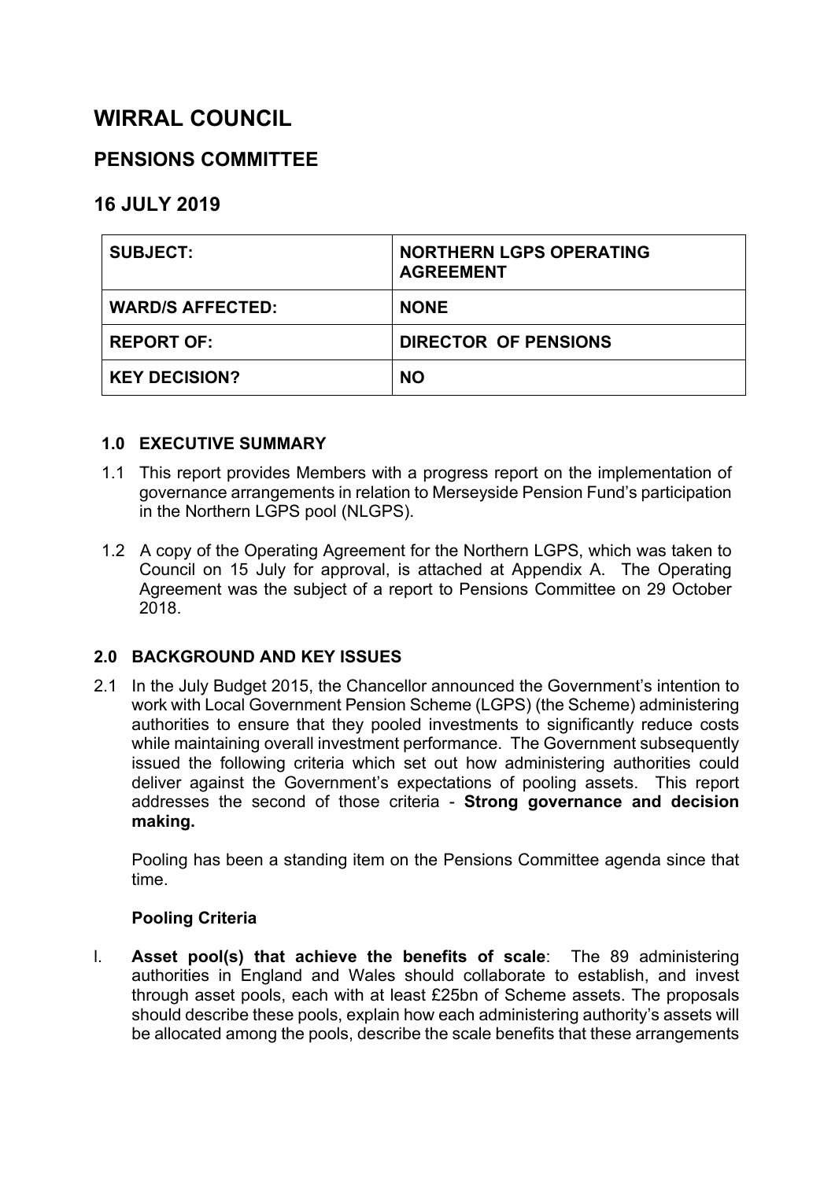# WIRRAL COUNCIL

## PENSIONS COMMITTEE

## 16 JULY 2019

| SUBJECT: | NORTHERN LGPS OPERATING AGREEMENT |
|---|---|
| WARD/S AFFECTED: | NONE |
| REPORT OF: | DIRECTOR OF PENSIONS |
| KEY DECISION? | NO |

### 1.0 EXECUTIVE SUMMARY

1.1 This report provides Members with a progress report on the implementation of governance arrangements in relation to Merseyside Pension Fund's participation in the Northern LGPS pool (NLGPS).

1.2 A copy of the Operating Agreement for the Northern LGPS, which was taken to Council on 15 July for approval, is attached at Appendix A. The Operating Agreement was the subject of a report to Pensions Committee on 29 October 2018.

### 2.0 BACKGROUND AND KEY ISSUES

2.1 In the July Budget 2015, the Chancellor announced the Government's intention to work with Local Government Pension Scheme (LGPS) (the Scheme) administering authorities to ensure that they pooled investments to significantly reduce costs while maintaining overall investment performance. The Government subsequently issued the following criteria which set out how administering authorities could deliver against the Government's expectations of pooling assets. This report addresses the second of those criteria - **Strong governance and decision making.**

Pooling has been a standing item on the Pensions Committee agenda since that time.

**Pooling Criteria**

I. **Asset pool(s) that achieve the benefits of scale**: The 89 administering authorities in England and Wales should collaborate to establish, and invest through asset pools, each with at least £25bn of Scheme assets. The proposals should describe these pools, explain how each administering authority's assets will be allocated among the pools, describe the scale benefits that these arrangements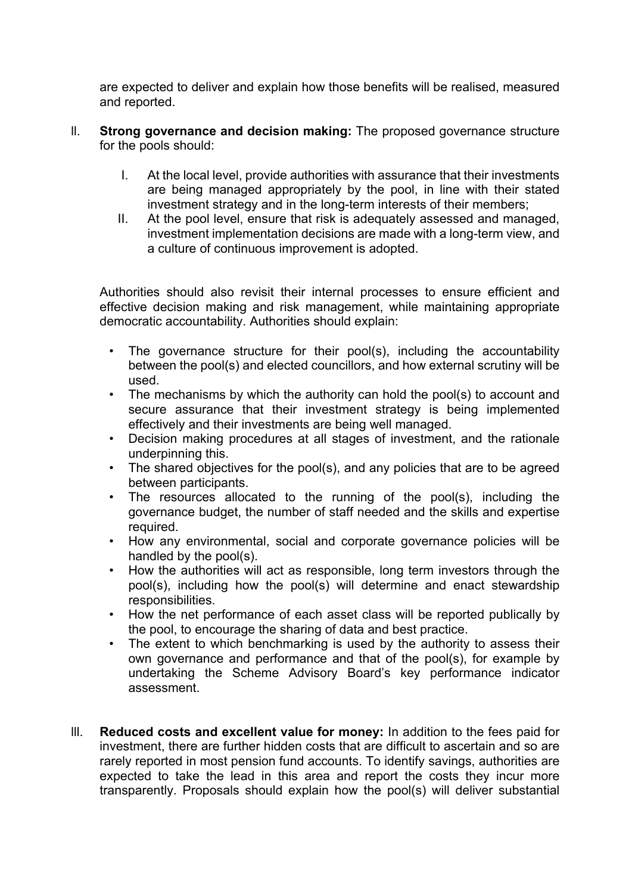are expected to deliver and explain how those benefits will be realised, measured and reported.

II. **Strong governance and decision making:** The proposed governance structure for the pools should:

   I. At the local level, provide authorities with assurance that their investments are being managed appropriately by the pool, in line with their stated investment strategy and in the long-term interests of their members;
   II. At the pool level, ensure that risk is adequately assessed and managed, investment implementation decisions are made with a long-term view, and a culture of continuous improvement is adopted.

   Authorities should also revisit their internal processes to ensure efficient and effective decision making and risk management, while maintaining appropriate democratic accountability. Authorities should explain:

   - The governance structure for their pool(s), including the accountability between the pool(s) and elected councillors, and how external scrutiny will be used.
   - The mechanisms by which the authority can hold the pool(s) to account and secure assurance that their investment strategy is being implemented effectively and their investments are being well managed.
   - Decision making procedures at all stages of investment, and the rationale underpinning this.
   - The shared objectives for the pool(s), and any policies that are to be agreed between participants.
   - The resources allocated to the running of the pool(s), including the governance budget, the number of staff needed and the skills and expertise required.
   - How any environmental, social and corporate governance policies will be handled by the pool(s).
   - How the authorities will act as responsible, long term investors through the pool(s), including how the pool(s) will determine and enact stewardship responsibilities.
   - How the net performance of each asset class will be reported publically by the pool, to encourage the sharing of data and best practice.
   - The extent to which benchmarking is used by the authority to assess their own governance and performance and that of the pool(s), for example by undertaking the Scheme Advisory Board's key performance indicator assessment.

III. **Reduced costs and excellent value for money:** In addition to the fees paid for investment, there are further hidden costs that are difficult to ascertain and so are rarely reported in most pension fund accounts. To identify savings, authorities are expected to take the lead in this area and report the costs they incur more transparently. Proposals should explain how the pool(s) will deliver substantial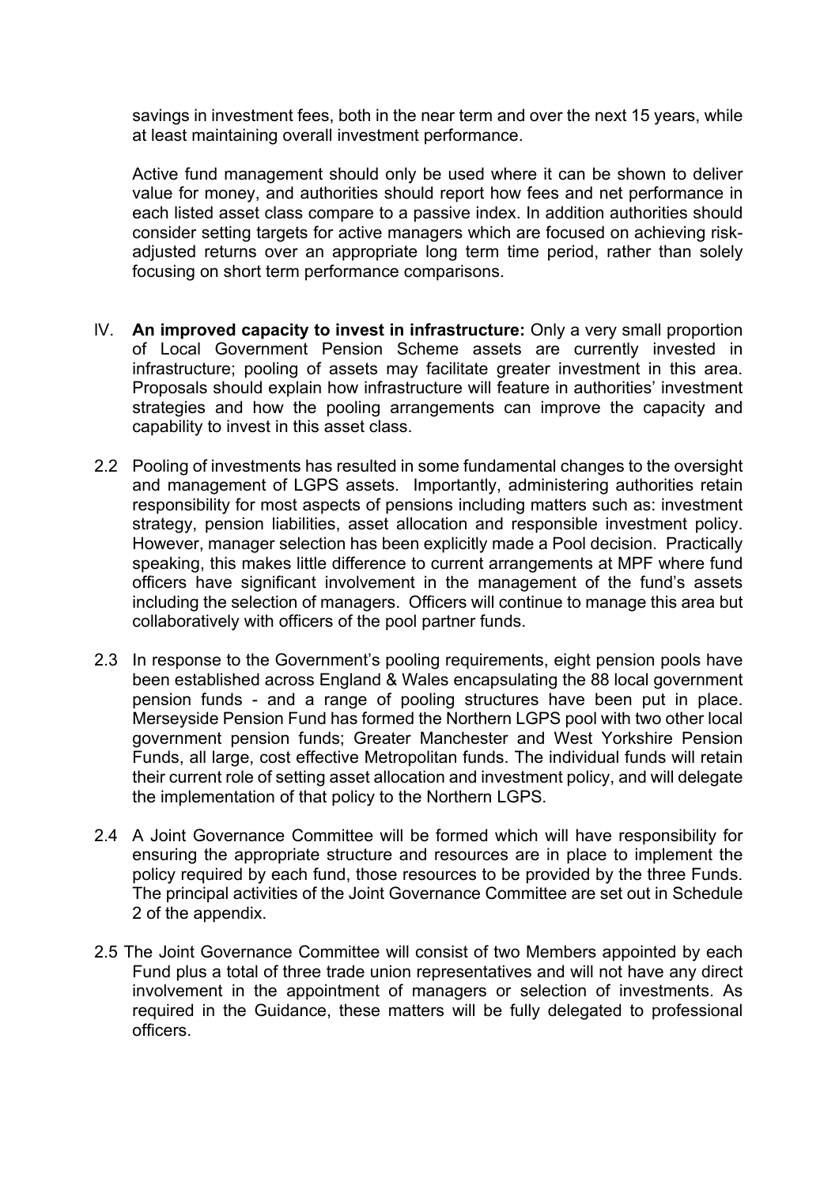savings in investment fees, both in the near term and over the next 15 years, while at least maintaining overall investment performance.

Active fund management should only be used where it can be shown to deliver value for money, and authorities should report how fees and net performance in each listed asset class compare to a passive index. In addition authorities should consider setting targets for active managers which are focused on achieving risk-adjusted returns over an appropriate long term time period, rather than solely focusing on short term performance comparisons.

IV. **An improved capacity to invest in infrastructure:** Only a very small proportion of Local Government Pension Scheme assets are currently invested in infrastructure; pooling of assets may facilitate greater investment in this area. Proposals should explain how infrastructure will feature in authorities' investment strategies and how the pooling arrangements can improve the capacity and capability to invest in this asset class.

2.2 Pooling of investments has resulted in some fundamental changes to the oversight and management of LGPS assets. Importantly, administering authorities retain responsibility for most aspects of pensions including matters such as: investment strategy, pension liabilities, asset allocation and responsible investment policy. However, manager selection has been explicitly made a Pool decision. Practically speaking, this makes little difference to current arrangements at MPF where fund officers have significant involvement in the management of the fund's assets including the selection of managers. Officers will continue to manage this area but collaboratively with officers of the pool partner funds.

2.3 In response to the Government's pooling requirements, eight pension pools have been established across England & Wales encapsulating the 88 local government pension funds - and a range of pooling structures have been put in place. Merseyside Pension Fund has formed the Northern LGPS pool with two other local government pension funds; Greater Manchester and West Yorkshire Pension Funds, all large, cost effective Metropolitan funds. The individual funds will retain their current role of setting asset allocation and investment policy, and will delegate the implementation of that policy to the Northern LGPS.

2.4 A Joint Governance Committee will be formed which will have responsibility for ensuring the appropriate structure and resources are in place to implement the policy required by each fund, those resources to be provided by the three Funds. The principal activities of the Joint Governance Committee are set out in Schedule 2 of the appendix.

2.5 The Joint Governance Committee will consist of two Members appointed by each Fund plus a total of three trade union representatives and will not have any direct involvement in the appointment of managers or selection of investments. As required in the Guidance, these matters will be fully delegated to professional officers.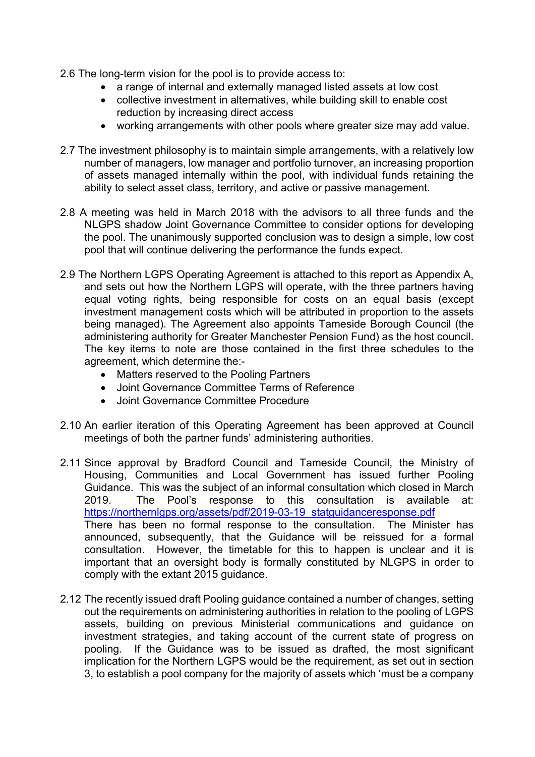2.6 The long-term vision for the pool is to provide access to:

- a range of internal and externally managed listed assets at low cost
- collective investment in alternatives, while building skill to enable cost reduction by increasing direct access
- working arrangements with other pools where greater size may add value.

2.7 The investment philosophy is to maintain simple arrangements, with a relatively low number of managers, low manager and portfolio turnover, an increasing proportion of assets managed internally within the pool, with individual funds retaining the ability to select asset class, territory, and active or passive management.

2.8 A meeting was held in March 2018 with the advisors to all three funds and the NLGPS shadow Joint Governance Committee to consider options for developing the pool. The unanimously supported conclusion was to design a simple, low cost pool that will continue delivering the performance the funds expect.

2.9 The Northern LGPS Operating Agreement is attached to this report as Appendix A, and sets out how the Northern LGPS will operate, with the three partners having equal voting rights, being responsible for costs on an equal basis (except investment management costs which will be attributed in proportion to the assets being managed). The Agreement also appoints Tameside Borough Council (the administering authority for Greater Manchester Pension Fund) as the host council. The key items to note are those contained in the first three schedules to the agreement, which determine the:-

- Matters reserved to the Pooling Partners
- Joint Governance Committee Terms of Reference
- Joint Governance Committee Procedure

2.10 An earlier iteration of this Operating Agreement has been approved at Council meetings of both the partner funds' administering authorities.

2.11 Since approval by Bradford Council and Tameside Council, the Ministry of Housing, Communities and Local Government has issued further Pooling Guidance. This was the subject of an informal consultation which closed in March 2019. The Pool's response to this consultation is available at: https://northernlgps.org/assets/pdf/2019-03-19_statguidanceresponse.pdf
There has been no formal response to the consultation. The Minister has announced, subsequently, that the Guidance will be reissued for a formal consultation. However, the timetable for this to happen is unclear and it is important that an oversight body is formally constituted by NLGPS in order to comply with the extant 2015 guidance.

2.12 The recently issued draft Pooling guidance contained a number of changes, setting out the requirements on administering authorities in relation to the pooling of LGPS assets, building on previous Ministerial communications and guidance on investment strategies, and taking account of the current state of progress on pooling. If the Guidance was to be issued as drafted, the most significant implication for the Northern LGPS would be the requirement, as set out in section 3, to establish a pool company for the majority of assets which 'must be a company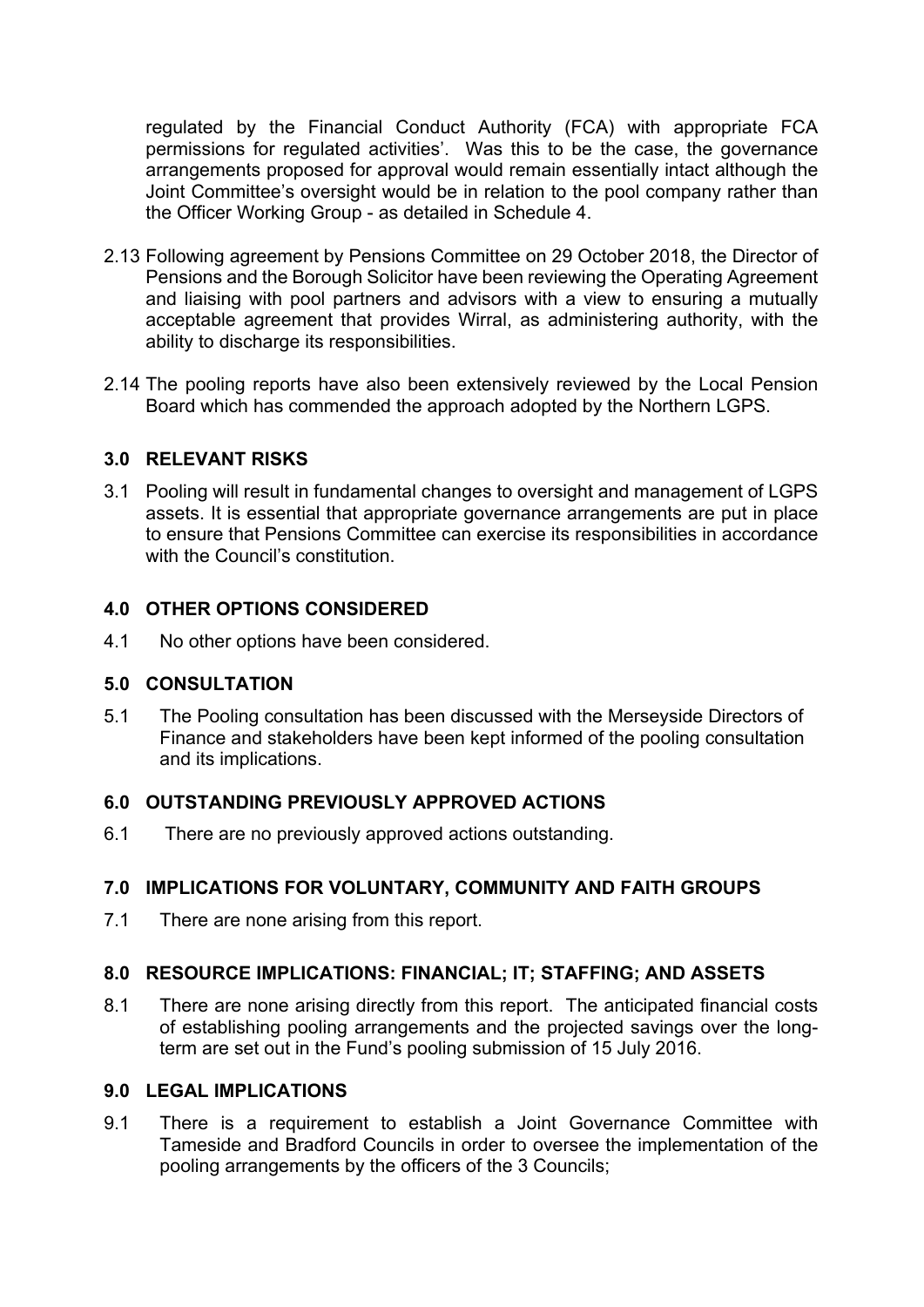regulated by the Financial Conduct Authority (FCA) with appropriate FCA permissions for regulated activities'. Was this to be the case, the governance arrangements proposed for approval would remain essentially intact although the Joint Committee's oversight would be in relation to the pool company rather than the Officer Working Group - as detailed in Schedule 4.

2.13 Following agreement by Pensions Committee on 29 October 2018, the Director of Pensions and the Borough Solicitor have been reviewing the Operating Agreement and liaising with pool partners and advisors with a view to ensuring a mutually acceptable agreement that provides Wirral, as administering authority, with the ability to discharge its responsibilities.

2.14 The pooling reports have also been extensively reviewed by the Local Pension Board which has commended the approach adopted by the Northern LGPS.

## 3.0 RELEVANT RISKS

3.1 Pooling will result in fundamental changes to oversight and management of LGPS assets. It is essential that appropriate governance arrangements are put in place to ensure that Pensions Committee can exercise its responsibilities in accordance with the Council's constitution.

## 4.0 OTHER OPTIONS CONSIDERED

4.1 No other options have been considered.

## 5.0 CONSULTATION

5.1 The Pooling consultation has been discussed with the Merseyside Directors of Finance and stakeholders have been kept informed of the pooling consultation and its implications.

## 6.0 OUTSTANDING PREVIOUSLY APPROVED ACTIONS

6.1 There are no previously approved actions outstanding.

## 7.0 IMPLICATIONS FOR VOLUNTARY, COMMUNITY AND FAITH GROUPS

7.1 There are none arising from this report.

## 8.0 RESOURCE IMPLICATIONS: FINANCIAL; IT; STAFFING; AND ASSETS

8.1 There are none arising directly from this report. The anticipated financial costs of establishing pooling arrangements and the projected savings over the long-term are set out in the Fund's pooling submission of 15 July 2016.

## 9.0 LEGAL IMPLICATIONS

9.1 There is a requirement to establish a Joint Governance Committee with Tameside and Bradford Councils in order to oversee the implementation of the pooling arrangements by the officers of the 3 Councils;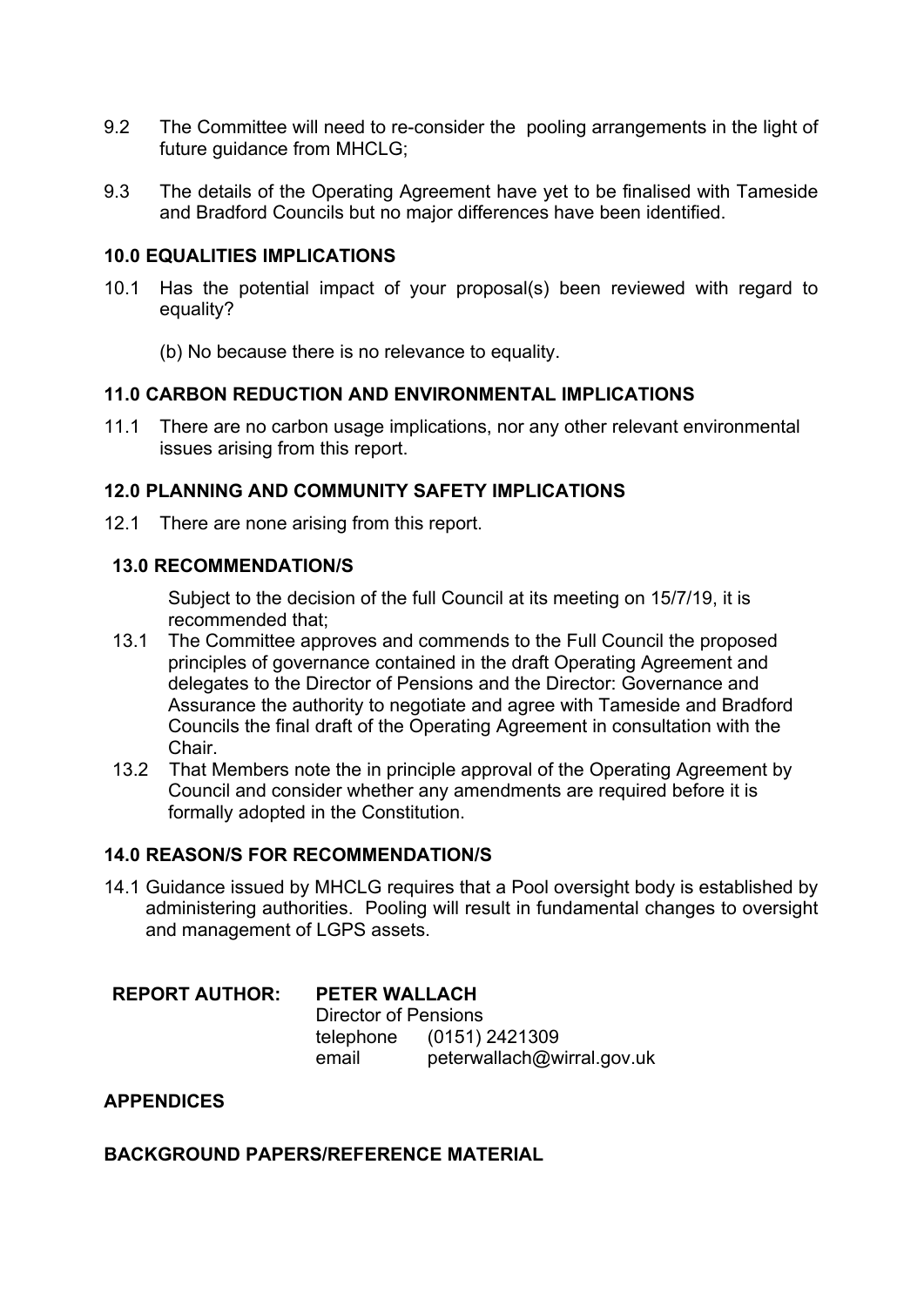9.2 The Committee will need to re-consider the pooling arrangements in the light of future guidance from MHCLG;

9.3 The details of the Operating Agreement have yet to be finalised with Tameside and Bradford Councils but no major differences have been identified.

## 10.0 EQUALITIES IMPLICATIONS

10.1 Has the potential impact of your proposal(s) been reviewed with regard to equality?

(b) No because there is no relevance to equality.

## 11.0 CARBON REDUCTION AND ENVIRONMENTAL IMPLICATIONS

11.1 There are no carbon usage implications, nor any other relevant environmental issues arising from this report.

## 12.0 PLANNING AND COMMUNITY SAFETY IMPLICATIONS

12.1 There are none arising from this report.

## 13.0 RECOMMENDATION/S

Subject to the decision of the full Council at its meeting on 15/7/19, it is recommended that;

13.1 The Committee approves and commends to the Full Council the proposed principles of governance contained in the draft Operating Agreement and delegates to the Director of Pensions and the Director: Governance and Assurance the authority to negotiate and agree with Tameside and Bradford Councils the final draft of the Operating Agreement in consultation with the Chair.

13.2 That Members note the in principle approval of the Operating Agreement by Council and consider whether any amendments are required before it is formally adopted in the Constitution.

## 14.0 REASON/S FOR RECOMMENDATION/S

14.1 Guidance issued by MHCLG requires that a Pool oversight body is established by administering authorities. Pooling will result in fundamental changes to oversight and management of LGPS assets.

**REPORT AUTHOR:** **PETER WALLACH**
Director of Pensions
telephone (0151) 2421309
email peterwallach@wirral.gov.uk

## APPENDICES

## BACKGROUND PAPERS/REFERENCE MATERIAL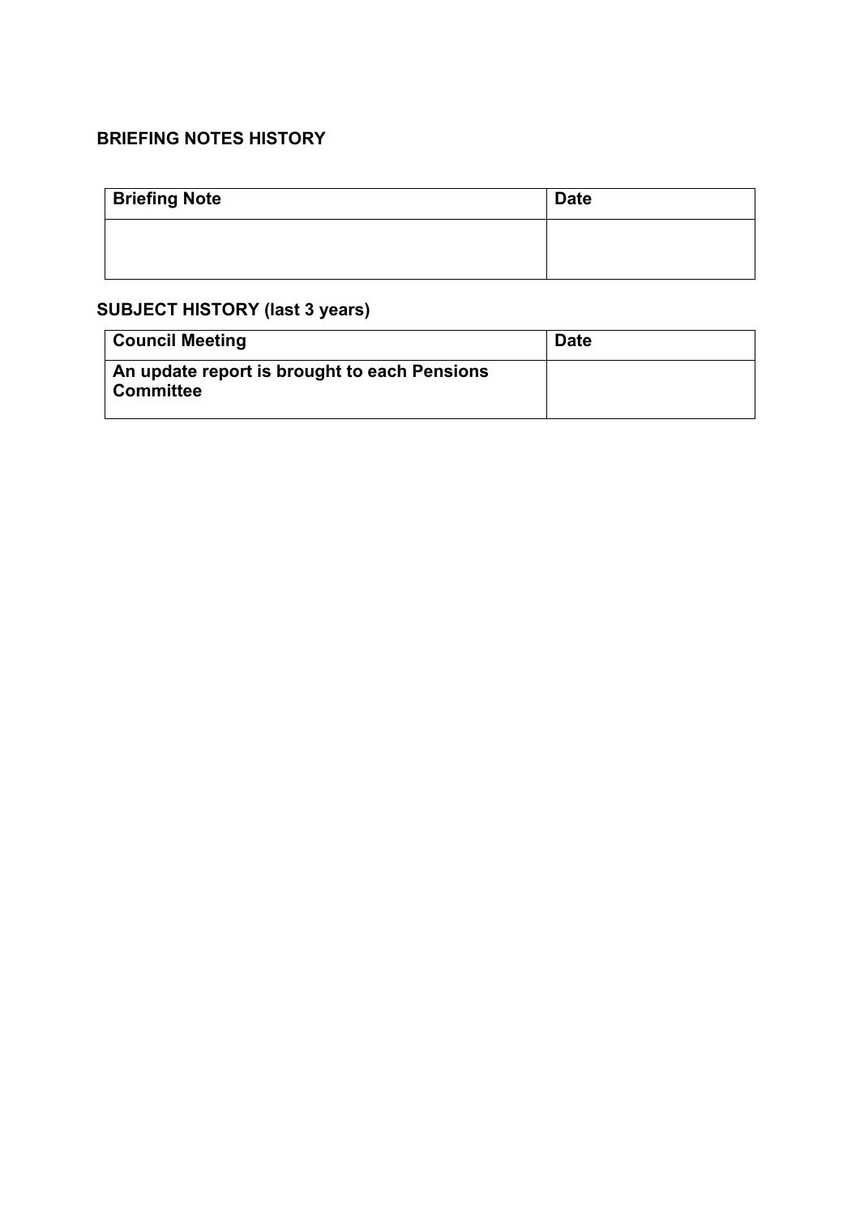**BRIEFING NOTES HISTORY**

| Briefing Note | Date |
|---|---|
| | |

**SUBJECT HISTORY (last 3 years)**

| Council Meeting | Date |
|---|---|
| **An update report is brought to each Pensions Committee** | |